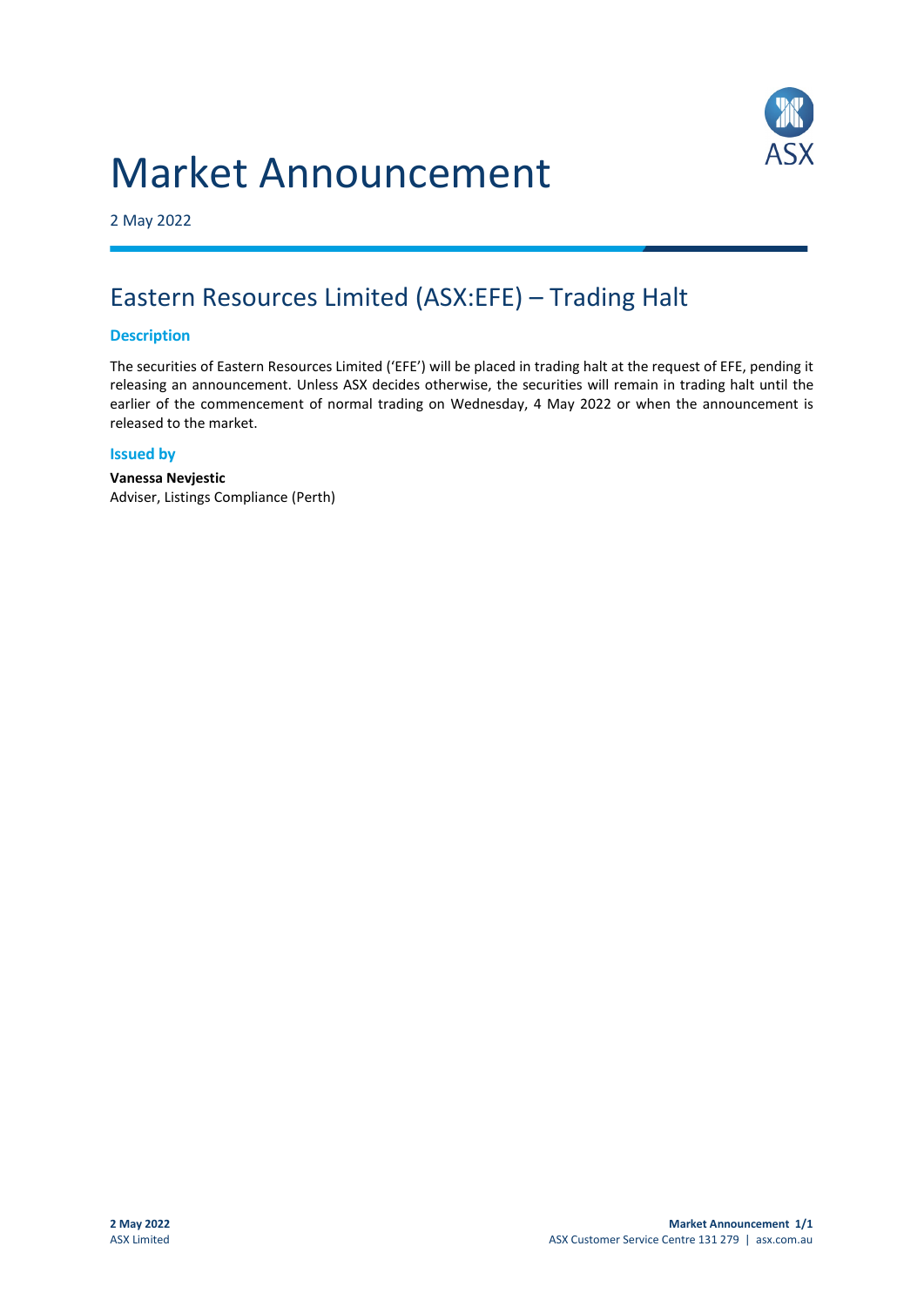# Market Announcement

2 May 2022

## Eastern Resources Limited (ASX:EFE) – Trading Halt

### Description

The securities of Eastern Resources Limited ('EFE') will be placed in trading halt at the request of EFE, pending it releasing an announcement. Unless ASX decides otherwise, the securities will remain in trading halt until the earlier of the commencement of normal trading on Wednesday, 4 May 2022 or when the announcement is released to the market.

### Issued by

**Vanessa Nevjestic**
Adviser, Listings Compliance (Perth)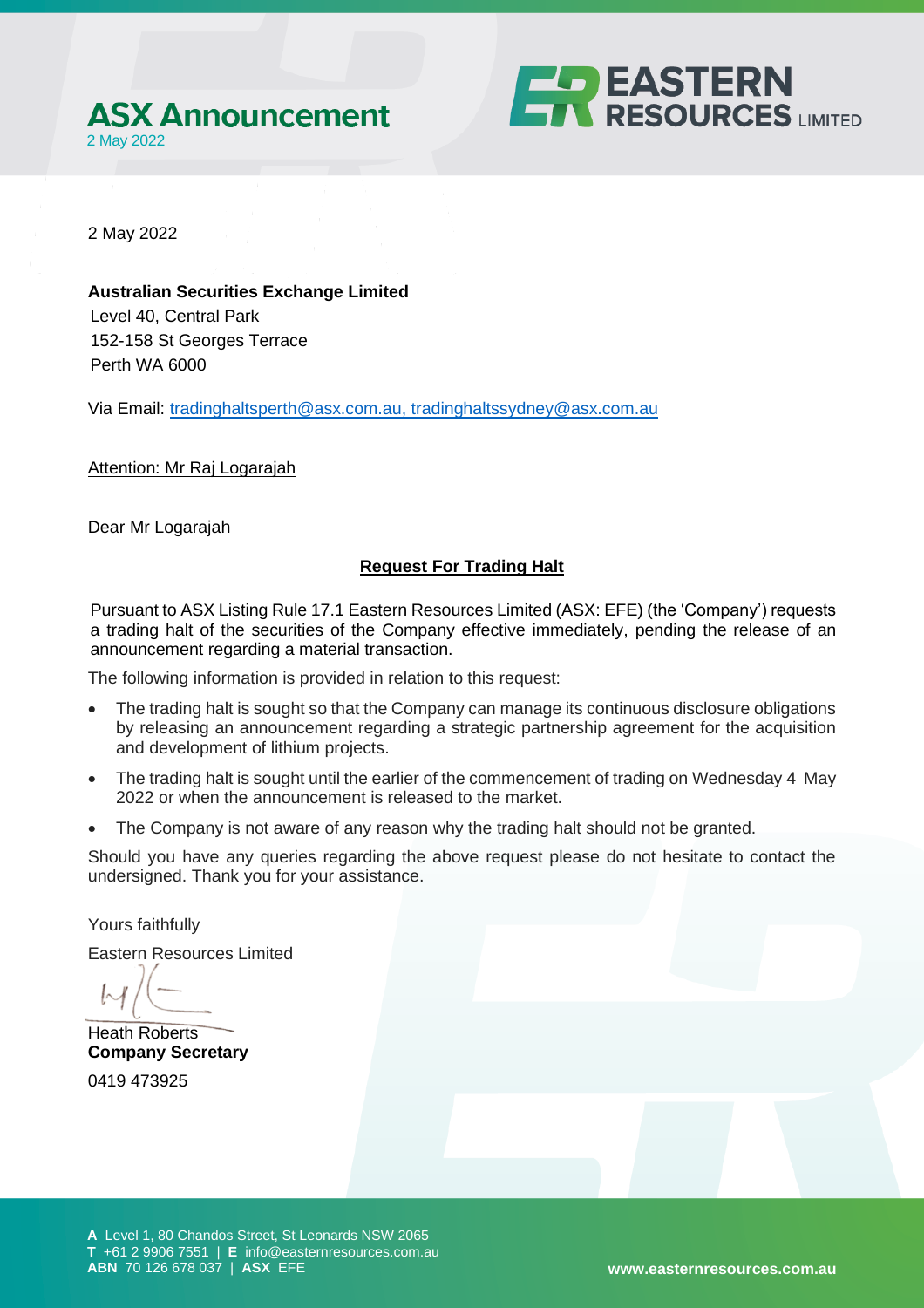# ASX Announcement

2 May 2022

2 May 2022

**Australian Securities Exchange Limited**
Level 40, Central Park
152-158 St Georges Terrace
Perth WA 6000

Via Email: tradinghaltsperth@asx.com.au, tradinghaltssydney@asx.com.au

Attention: Mr Raj Logarajah

Dear Mr Logarajah

## Request For Trading Halt

Pursuant to ASX Listing Rule 17.1 Eastern Resources Limited (ASX: EFE) (the 'Company') requests a trading halt of the securities of the Company effective immediately, pending the release of an announcement regarding a material transaction.

The following information is provided in relation to this request:

- The trading halt is sought so that the Company can manage its continuous disclosure obligations by releasing an announcement regarding a strategic partnership agreement for the acquisition and development of lithium projects.
- The trading halt is sought until the earlier of the commencement of trading on Wednesday 4 May 2022 or when the announcement is released to the market.
- The Company is not aware of any reason why the trading halt should not be granted.

Should you have any queries regarding the above request please do not hesitate to contact the undersigned. Thank you for your assistance.

Yours faithfully

Eastern Resources Limited

Heath Roberts
**Company Secretary**
0419 473925

**A** Level 1, 80 Chandos Street, St Leonards NSW 2065
**T** +61 2 9906 7551 | **E** info@easternresources.com.au
**ABN** 70 126 678 037 | **ASX** EFE

www.easternresources.com.au